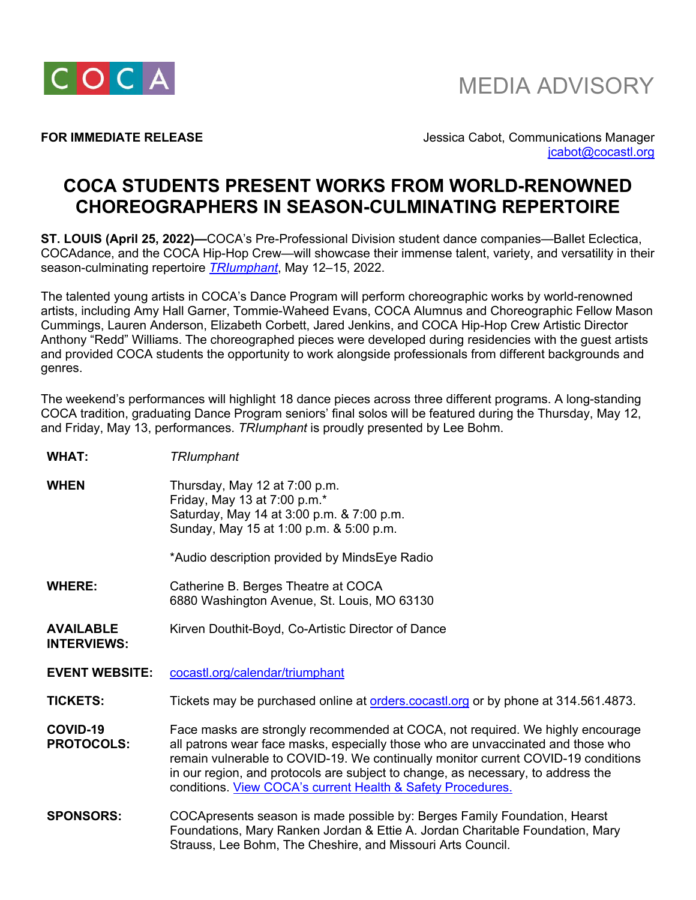COCA

MEDIA ADVISORY

**FOR IMMEDIATE RELEASE**

Jessica Cabot, Communications Manager
jcabot@cocastl.org

# COCA STUDENTS PRESENT WORKS FROM WORLD-RENOWNED CHOREOGRAPHERS IN SEASON-CULMINATING REPERTOIRE

**ST. LOUIS (April 25, 2022)—**COCA's Pre-Professional Division student dance companies—Ballet Eclectica, COCAdance, and the COCA Hip-Hop Crew—will showcase their immense talent, variety, and versatility in their season-culminating repertoire [*TRIumphant*](cocastl.org/calendar/triumphant), May 12–15, 2022.

The talented young artists in COCA's Dance Program will perform choreographic works by world-renowned artists, including Amy Hall Garner, Tommie-Waheed Evans, COCA Alumnus and Choreographic Fellow Mason Cummings, Lauren Anderson, Elizabeth Corbett, Jared Jenkins, and COCA Hip-Hop Crew Artistic Director Anthony "Redd" Williams. The choreographed pieces were developed during residencies with the guest artists and provided COCA students the opportunity to work alongside professionals from different backgrounds and genres.

The weekend's performances will highlight 18 dance pieces across three different programs. A long-standing COCA tradition, graduating Dance Program seniors' final solos will be featured during the Thursday, May 12, and Friday, May 13, performances. *TRIumphant* is proudly presented by Lee Bohm.

**WHAT:** *TRIumphant*

**WHEN**
Thursday, May 12 at 7:00 p.m.
Friday, May 13 at 7:00 p.m.*
Saturday, May 14 at 3:00 p.m. & 7:00 p.m.
Sunday, May 15 at 1:00 p.m. & 5:00 p.m.

*Audio description provided by MindsEye Radio

**WHERE:**
Catherine B. Berges Theatre at COCA
6880 Washington Avenue, St. Louis, MO 63130

**AVAILABLE INTERVIEWS:** Kirven Douthit-Boyd, Co-Artistic Director of Dance

**EVENT WEBSITE:** cocastl.org/calendar/triumphant

**TICKETS:** Tickets may be purchased online at orders.cocastl.org or by phone at 314.561.4873.

**COVID-19 PROTOCOLS:** Face masks are strongly recommended at COCA, not required. We highly encourage all patrons wear face masks, especially those who are unvaccinated and those who remain vulnerable to COVID-19. We continually monitor current COVID-19 conditions in our region, and protocols are subject to change, as necessary, to address the conditions. View COCA's current Health & Safety Procedures.

**SPONSORS:** COCApresents season is made possible by: Berges Family Foundation, Hearst Foundations, Mary Ranken Jordan & Ettie A. Jordan Charitable Foundation, Mary Strauss, Lee Bohm, The Cheshire, and Missouri Arts Council.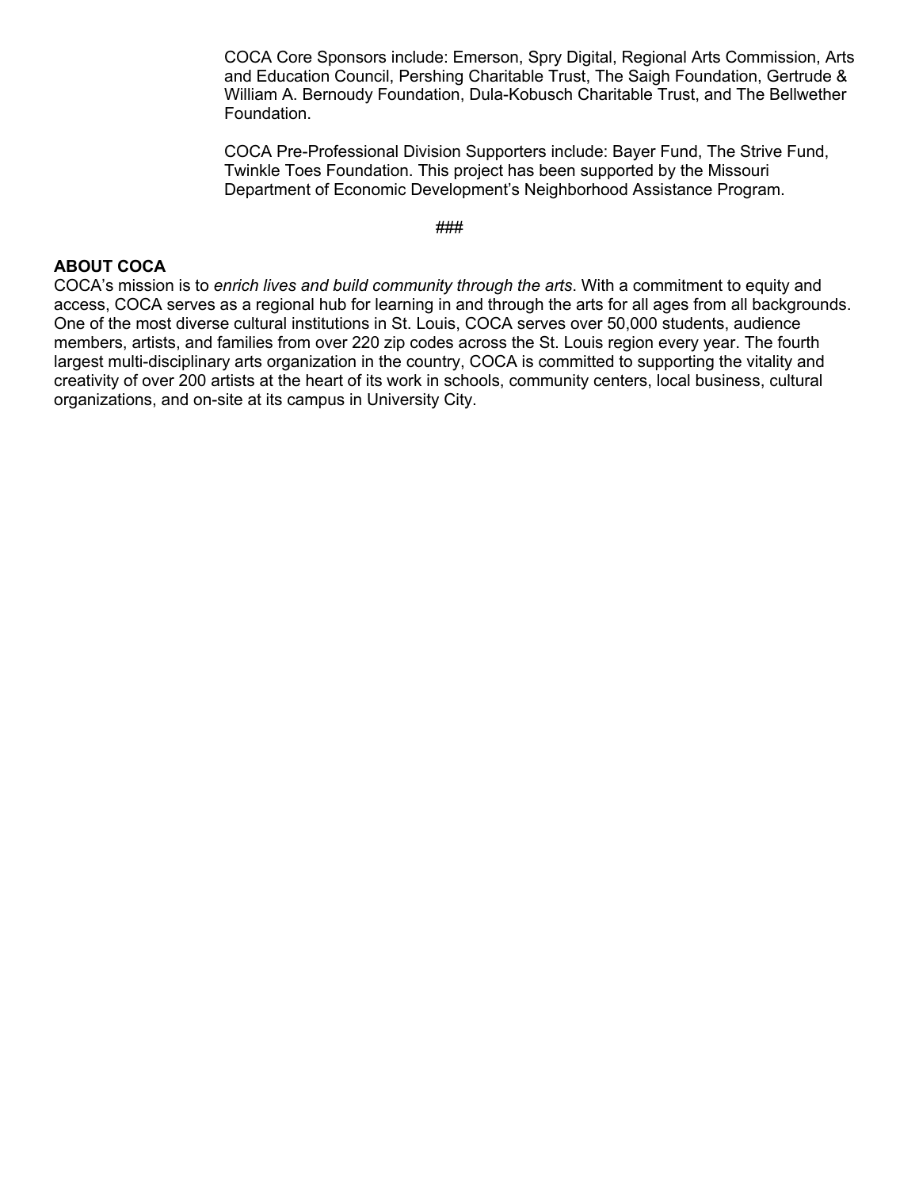COCA Core Sponsors include: Emerson, Spry Digital, Regional Arts Commission, Arts and Education Council, Pershing Charitable Trust, The Saigh Foundation, Gertrude & William A. Bernoudy Foundation, Dula-Kobusch Charitable Trust, and The Bellwether Foundation.

COCA Pre-Professional Division Supporters include: Bayer Fund, The Strive Fund, Twinkle Toes Foundation. This project has been supported by the Missouri Department of Economic Development's Neighborhood Assistance Program.

###

**ABOUT COCA**

COCA's mission is to *enrich lives and build community through the arts*. With a commitment to equity and access, COCA serves as a regional hub for learning in and through the arts for all ages from all backgrounds. One of the most diverse cultural institutions in St. Louis, COCA serves over 50,000 students, audience members, artists, and families from over 220 zip codes across the St. Louis region every year. The fourth largest multi-disciplinary arts organization in the country, COCA is committed to supporting the vitality and creativity of over 200 artists at the heart of its work in schools, community centers, local business, cultural organizations, and on-site at its campus in University City.